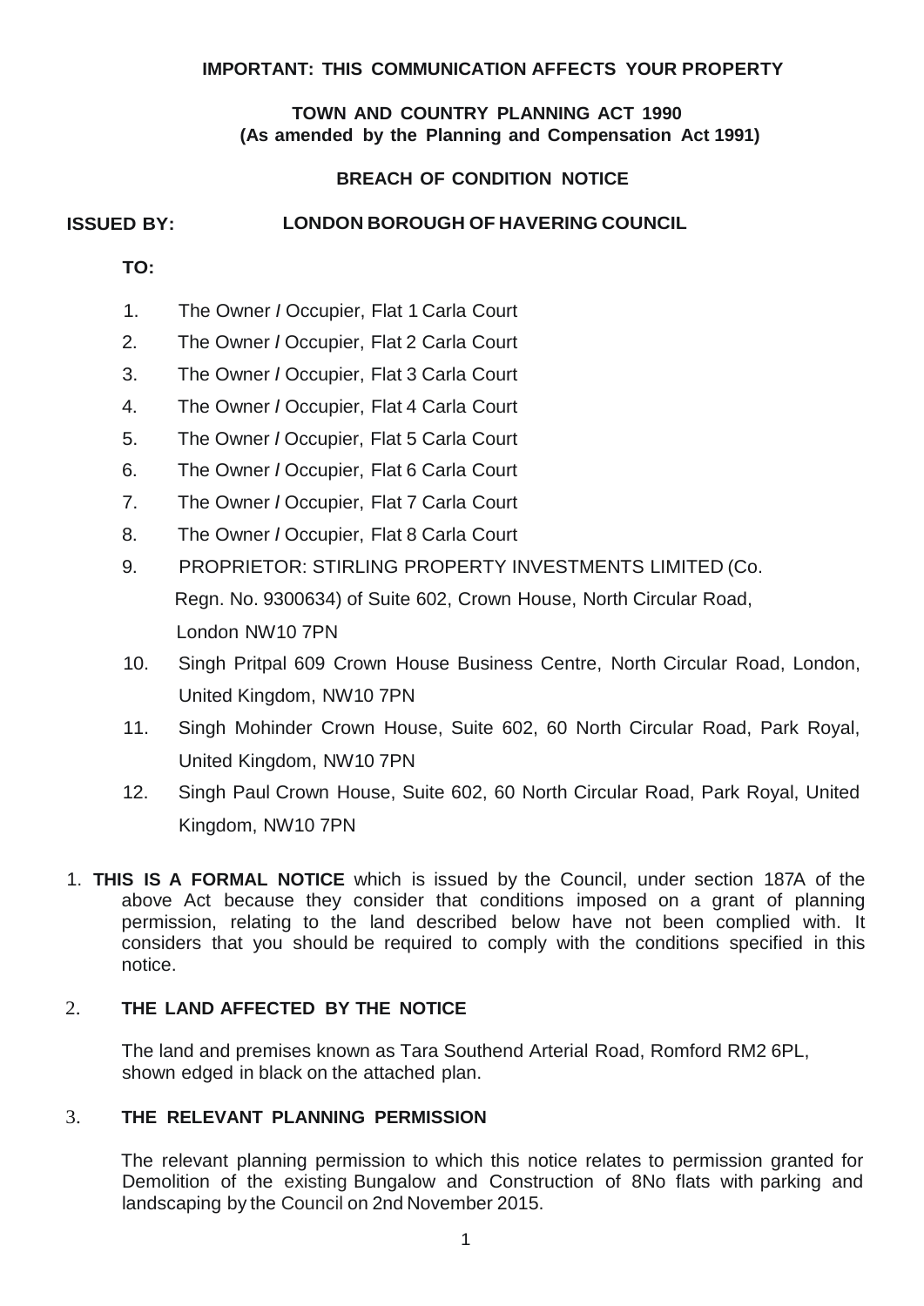**IMPORTANT: THIS COMMUNICATION AFFECTS YOUR PROPERTY**

**TOWN AND COUNTRY PLANNING ACT 1990**
**(As amended by the Planning and Compensation Act 1991)**

**BREACH OF CONDITION NOTICE**

**ISSUED BY: LONDON BOROUGH OF HAVERING COUNCIL**

**TO:**

1. The Owner / Occupier, Flat 1 Carla Court
2. The Owner / Occupier, Flat 2 Carla Court
3. The Owner / Occupier, Flat 3 Carla Court
4. The Owner / Occupier, Flat 4 Carla Court
5. The Owner / Occupier, Flat 5 Carla Court
6. The Owner / Occupier, Flat 6 Carla Court
7. The Owner / Occupier, Flat 7 Carla Court
8. The Owner / Occupier, Flat 8 Carla Court
9. PROPRIETOR: STIRLING PROPERTY INVESTMENTS LIMITED (Co. Regn. No. 9300634) of Suite 602, Crown House, North Circular Road, London NW10 7PN
10. Singh Pritpal 609 Crown House Business Centre, North Circular Road, London, United Kingdom, NW10 7PN
11. Singh Mohinder Crown House, Suite 602, 60 North Circular Road, Park Royal, United Kingdom, NW10 7PN
12. Singh Paul Crown House, Suite 602, 60 North Circular Road, Park Royal, United Kingdom, NW10 7PN

1. **THIS IS A FORMAL NOTICE** which is issued by the Council, under section 187A of the above Act because they consider that conditions imposed on a grant of planning permission, relating to the land described below have not been complied with. It considers that you should be required to comply with the conditions specified in this notice.

2. **THE LAND AFFECTED BY THE NOTICE**

   The land and premises known as Tara Southend Arterial Road, Romford RM2 6PL, shown edged in black on the attached plan.

3. **THE RELEVANT PLANNING PERMISSION**

   The relevant planning permission to which this notice relates to permission granted for Demolition of the existing Bungalow and Construction of 8No flats with parking and landscaping by the Council on 2nd November 2015.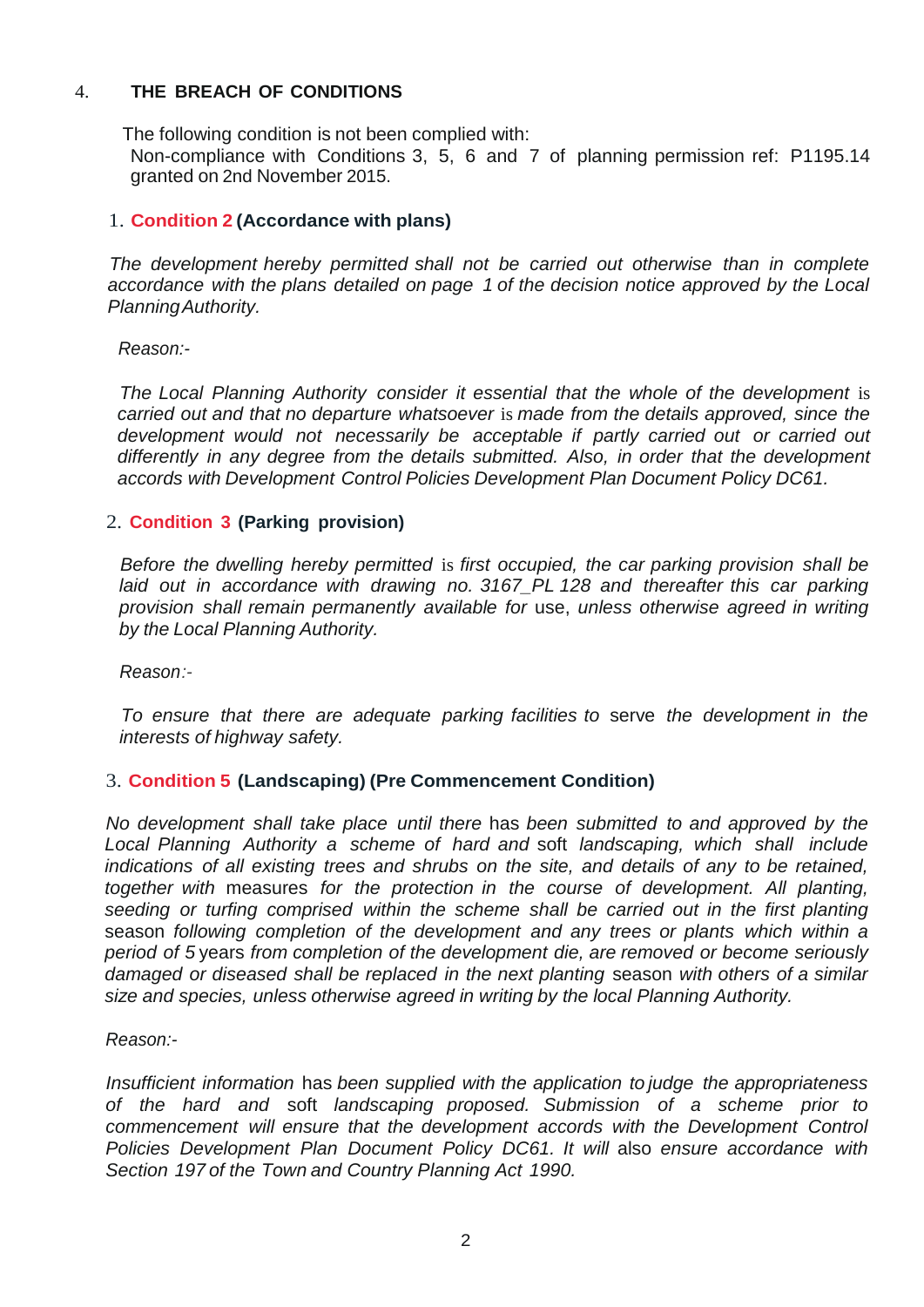4. **THE BREACH OF CONDITIONS**

The following condition is not been complied with:
Non-compliance with Conditions 3, 5, 6 and 7 of planning permission ref: P1195.14 granted on 2nd November 2015.

1. **Condition 2 (Accordance with plans)**

*The development hereby permitted shall not be carried out otherwise than in complete accordance with the plans detailed on page 1 of the decision notice approved by the Local Planning Authority.*

*Reason:-*

*The Local Planning Authority consider it essential that the whole of the development is carried out and that no departure whatsoever is made from the details approved, since the development would not necessarily be acceptable if partly carried out or carried out differently in any degree from the details submitted. Also, in order that the development accords with Development Control Policies Development Plan Document Policy DC61.*

2. **Condition 3 (Parking provision)**

*Before the dwelling hereby permitted is first occupied, the car parking provision shall be laid out in accordance with drawing no. 3167_PL 128 and thereafter this car parking provision shall remain permanently available for use, unless otherwise agreed in writing by the Local Planning Authority.*

*Reason:-*

*To ensure that there are adequate parking facilities to serve the development in the interests of highway safety.*

3. **Condition 5 (Landscaping) (Pre Commencement Condition)**

*No development shall take place until there has been submitted to and approved by the Local Planning Authority a scheme of hard and soft landscaping, which shall include indications of all existing trees and shrubs on the site, and details of any to be retained, together with measures for the protection in the course of development. All planting, seeding or turfing comprised within the scheme shall be carried out in the first planting season following completion of the development and any trees or plants which within a period of 5 years from completion of the development die, are removed or become seriously damaged or diseased shall be replaced in the next planting season with others of a similar size and species, unless otherwise agreed in writing by the local Planning Authority.*

*Reason:-*

*Insufficient information has been supplied with the application to judge the appropriateness of the hard and soft landscaping proposed. Submission of a scheme prior to commencement will ensure that the development accords with the Development Control Policies Development Plan Document Policy DC61. It will also ensure accordance with Section 197 of the Town and Country Planning Act 1990.*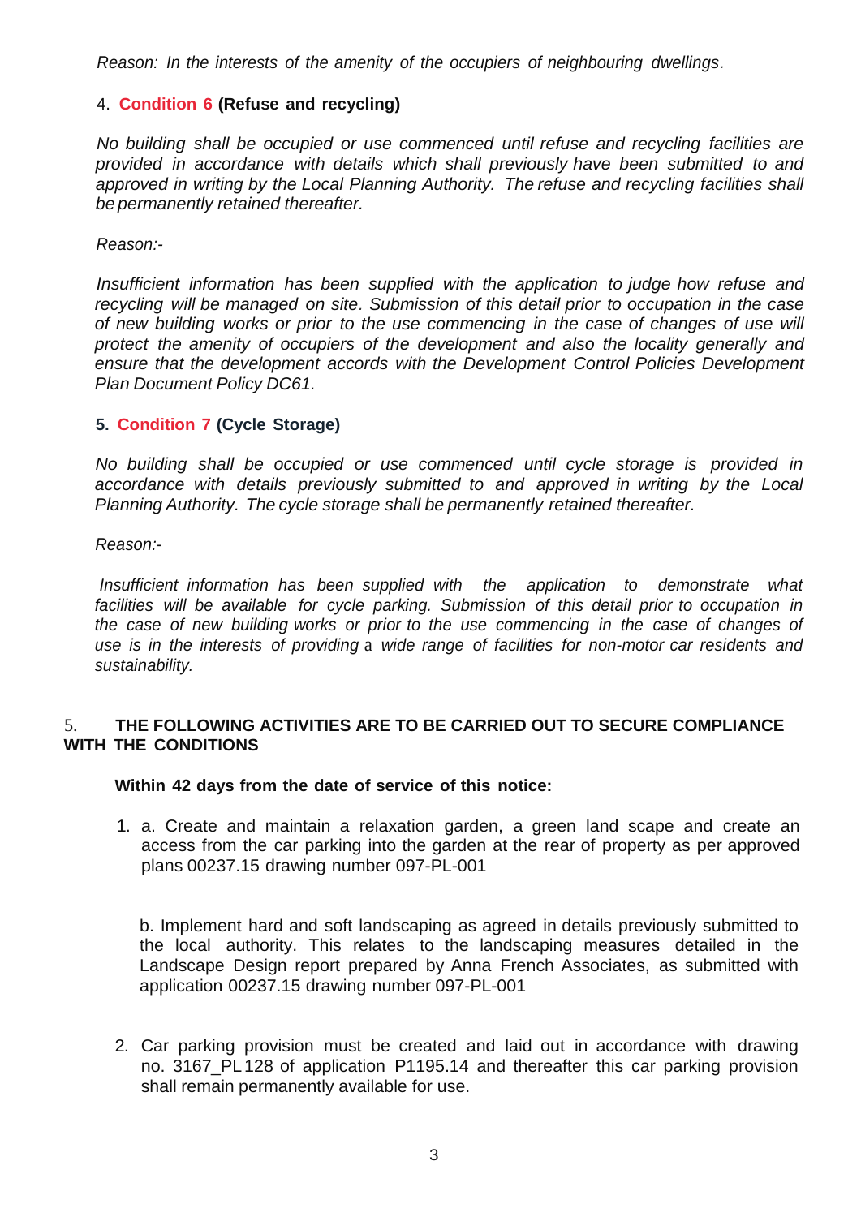*Reason: In the interests of the amenity of the occupiers of neighbouring dwellings.*

4. **Condition 6 (Refuse and recycling)**

*No building shall be occupied or use commenced until refuse and recycling facilities are provided in accordance with details which shall previously have been submitted to and approved in writing by the Local Planning Authority. The refuse and recycling facilities shall be permanently retained thereafter.*

*Reason:-*

*Insufficient information has been supplied with the application to judge how refuse and recycling will be managed on site. Submission of this detail prior to occupation in the case of new building works or prior to the use commencing in the case of changes of use will protect the amenity of occupiers of the development and also the locality generally and ensure that the development accords with the Development Control Policies Development Plan Document Policy DC61.*

**5. Condition 7 (Cycle Storage)**

*No building shall be occupied or use commenced until cycle storage is provided in accordance with details previously submitted to and approved in writing by the Local Planning Authority. The cycle storage shall be permanently retained thereafter.*

*Reason:-*

*Insufficient information has been supplied with the application to demonstrate what facilities will be available for cycle parking. Submission of this detail prior to occupation in the case of new building works or prior to the use commencing in the case of changes of use is in the interests of providing a wide range of facilities for non-motor car residents and sustainability.*

5. **THE FOLLOWING ACTIVITIES ARE TO BE CARRIED OUT TO SECURE COMPLIANCE WITH THE CONDITIONS**

**Within 42 days from the date of service of this notice:**

1. a. Create and maintain a relaxation garden, a green land scape and create an access from the car parking into the garden at the rear of property as per approved plans 00237.15 drawing number 097-PL-001

   b. Implement hard and soft landscaping as agreed in details previously submitted to the local authority. This relates to the landscaping measures detailed in the Landscape Design report prepared by Anna French Associates, as submitted with application 00237.15 drawing number 097-PL-001

2. Car parking provision must be created and laid out in accordance with drawing no. 3167_PL128 of application P1195.14 and thereafter this car parking provision shall remain permanently available for use.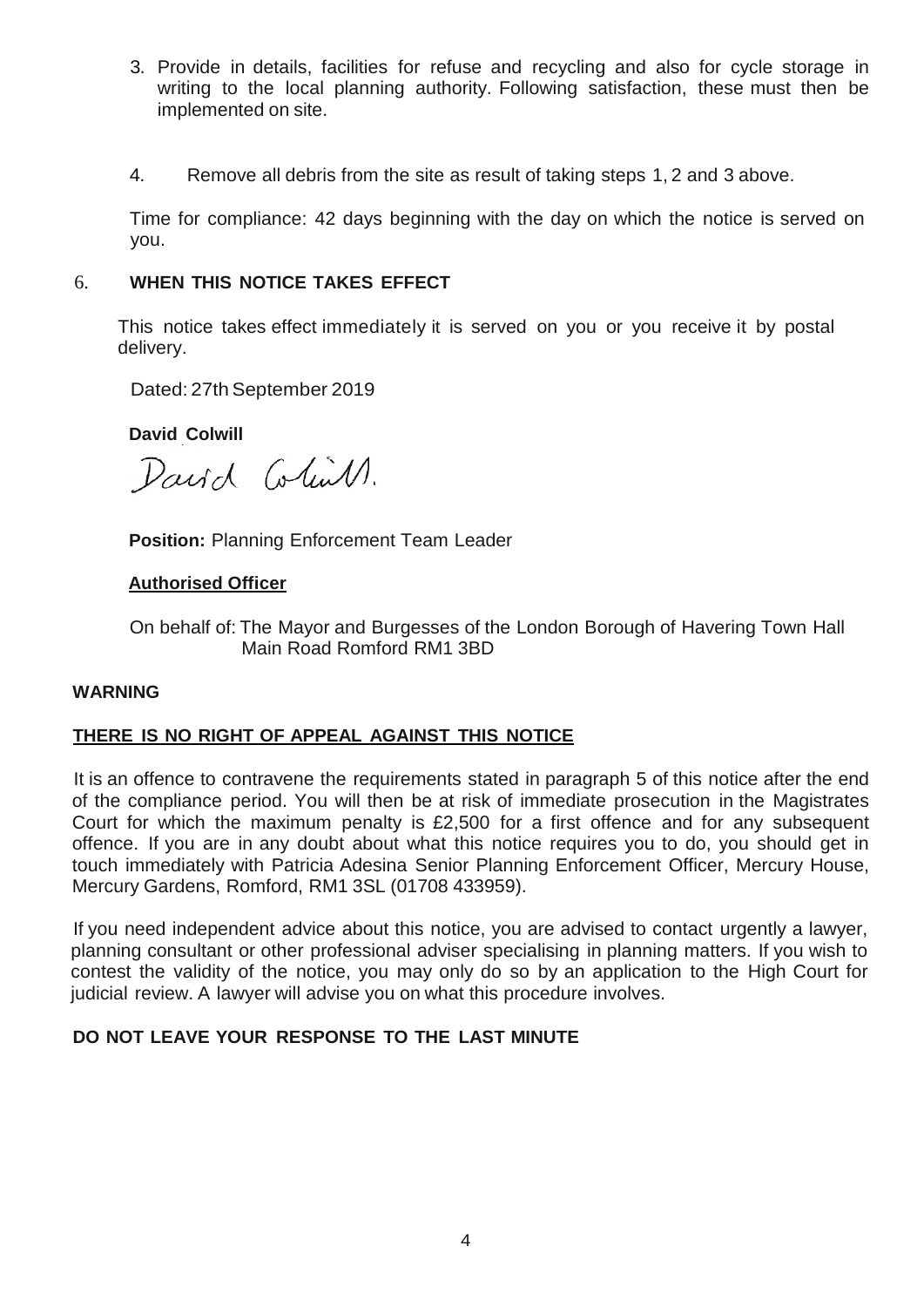3. Provide in details, facilities for refuse and recycling and also for cycle storage in writing to the local planning authority. Following satisfaction, these must then be implemented on site.

4. Remove all debris from the site as result of taking steps 1, 2 and 3 above.

Time for compliance: 42 days beginning with the day on which the notice is served on you.

## 6. WHEN THIS NOTICE TAKES EFFECT

This notice takes effect immediately it is served on you or you receive it by postal delivery.

Dated: 27th September 2019

**David Colwill**

David Colwill.

**Position:** Planning Enforcement Team Leader

**Authorised Officer**

On behalf of: The Mayor and Burgesses of the London Borough of Havering Town Hall Main Road Romford RM1 3BD

**WARNING**

**THERE IS NO RIGHT OF APPEAL AGAINST THIS NOTICE**

It is an offence to contravene the requirements stated in paragraph 5 of this notice after the end of the compliance period. You will then be at risk of immediate prosecution in the Magistrates Court for which the maximum penalty is £2,500 for a first offence and for any subsequent offence. If you are in any doubt about what this notice requires you to do, you should get in touch immediately with Patricia Adesina Senior Planning Enforcement Officer, Mercury House, Mercury Gardens, Romford, RM1 3SL (01708 433959).

If you need independent advice about this notice, you are advised to contact urgently a lawyer, planning consultant or other professional adviser specialising in planning matters. If you wish to contest the validity of the notice, you may only do so by an application to the High Court for judicial review. A lawyer will advise you on what this procedure involves.

**DO NOT LEAVE YOUR RESPONSE TO THE LAST MINUTE**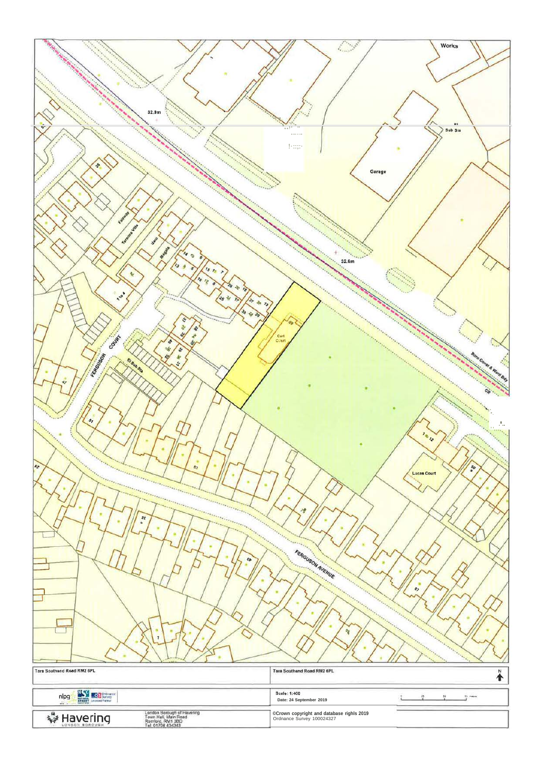Works

32.9m

Sub Sta

Garage

Fairway

Terence Villa

Uni

Magala

32.6m

Carl Court

FERGUSON COURT

El Sub Sta

Boro Const & Ward Bdy

CR

1 to 12

Lucas Court

FERGUSON AVENUE

Tara Southend Road RM2 6PL

Tara Southend Road RM2 6PL

Scale: 1:400

Date: 24 September 2019

London Borough of Havering
Town Hall, Main Road
Romford, RM1 3BD
Tel: 01708 434343

©Crown copyright and database rights 2019
Ordnance Survey 100024327